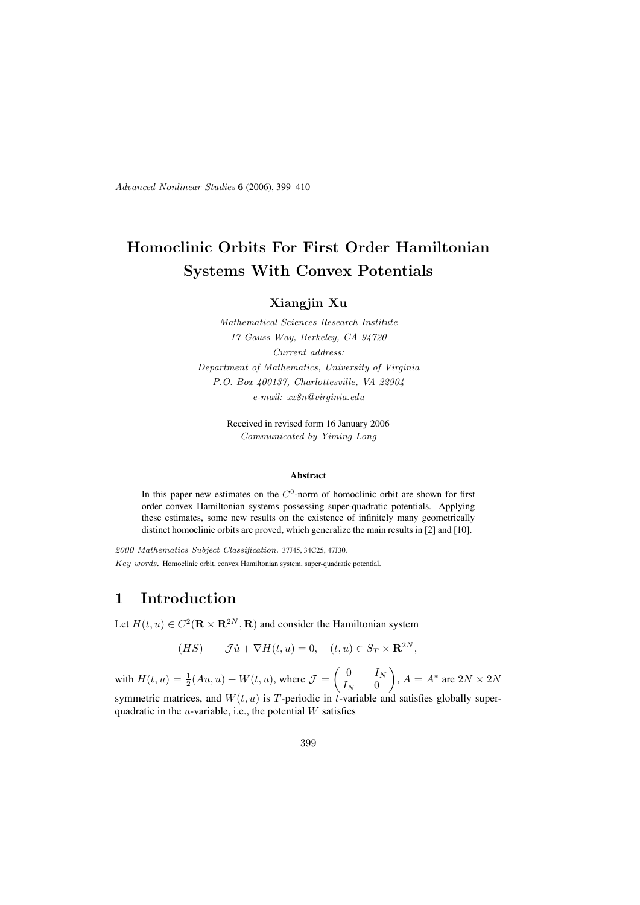# Homoclinic Orbits For First Order Hamiltonian Systems With Convex Potentials

**Xiangjin Xu**

*Mathematical Sciences Research Institute*
*17 Gauss Way, Berkeley, CA 94720*
*Current address:*
*Department of Mathematics, University of Virginia*
*P.O. Box 400137, Charlottesville, VA 22904*
*e-mail: xx8n@virginia.edu*

Received in revised form 16 January 2006
*Communicated by Yiming Long*

**Abstract**

In this paper new estimates on the $C^0$-norm of homoclinic orbit are shown for first order convex Hamiltonian systems possessing super-quadratic potentials. Applying these estimates, some new results on the existence of infinitely many geometrically distinct homoclinic orbits are proved, which generalize the main results in [2] and [10].

*2000 Mathematics Subject Classification.* 37J45, 34C25, 47J30.

*Key words.* Homoclinic orbit, convex Hamiltonian system, super-quadratic potential.

## 1 Introduction

Let $H(t, u) \in C^2(\mathbf{R} \times \mathbf{R}^{2N}, \mathbf{R})$ and consider the Hamiltonian system

$$(HS) \qquad \mathcal{J}\dot{u} + \nabla H(t, u) = 0, \quad (t, u) \in S_T \times \mathbf{R}^{2N},$$

with $H(t, u) = \frac{1}{2}(Au, u) + W(t, u)$, where $\mathcal{J} = \begin{pmatrix} 0 & -I_N \\ I_N & 0 \end{pmatrix}$, $A = A^*$ are $2N \times 2N$ symmetric matrices, and $W(t, u)$ is $T$-periodic in $t$-variable and satisfies globally super-quadratic in the $u$-variable, i.e., the potential $W$ satisfies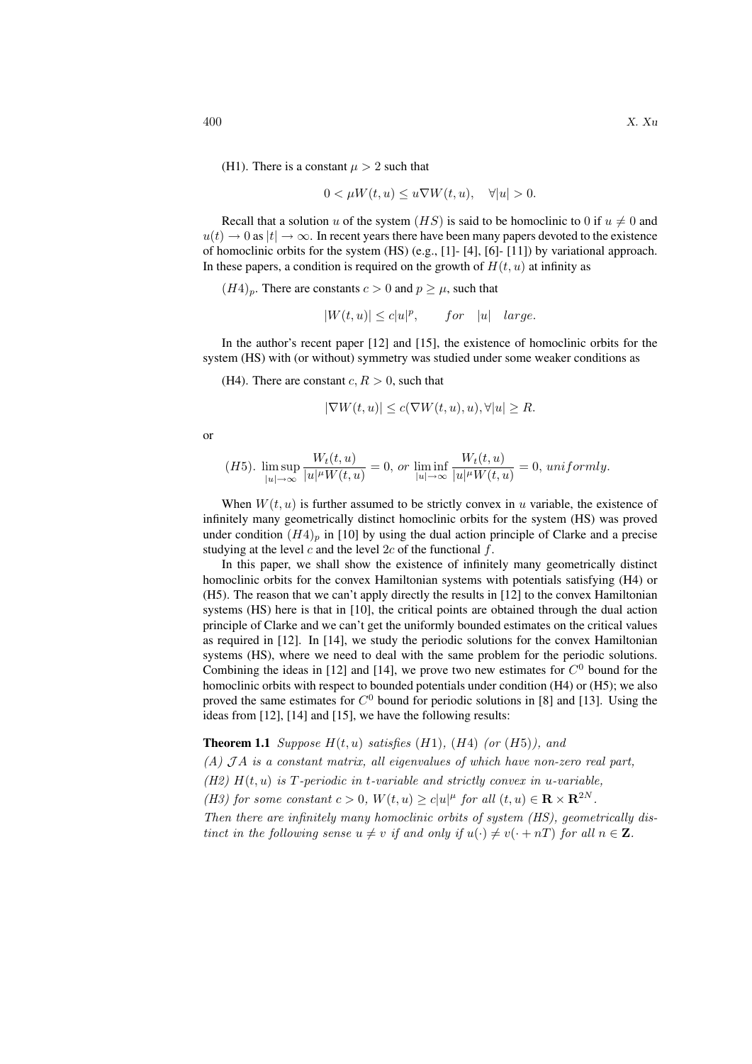(H1). There is a constant $\mu > 2$ such that

$$0 < \mu W(t, u) \leq u \nabla W(t, u), \quad \forall |u| > 0.$$

Recall that a solution $u$ of the system $(HS)$ is said to be homoclinic to 0 if $u \neq 0$ and $u(t) \to 0$ as $|t| \to \infty$. In recent years there have been many papers devoted to the existence of homoclinic orbits for the system (HS) (e.g., [1]- [4], [6]- [11]) by variational approach. In these papers, a condition is required on the growth of $H(t, u)$ at infinity as

$(H4)_p$. There are constants $c > 0$ and $p \geq \mu$, such that

$$|W(t, u)| \leq c|u|^p, \qquad for \quad |u| \quad large.$$

In the author's recent paper [12] and [15], the existence of homoclinic orbits for the system (HS) with (or without) symmetry was studied under some weaker conditions as

(H4). There are constant $c, R > 0$, such that

$$|\nabla W(t, u)| \leq c(\nabla W(t, u), u), \forall |u| \geq R.$$

or

$$(H5). \ \limsup_{|u| \to \infty} \frac{W_t(t, u)}{|u|^\mu W(t, u)} = 0, \ or \ \liminf_{|u| \to \infty} \frac{W_t(t, u)}{|u|^\mu W(t, u)} = 0, \ uniformly.$$

When $W(t, u)$ is further assumed to be strictly convex in $u$ variable, the existence of infinitely many geometrically distinct homoclinic orbits for the system (HS) was proved under condition $(H4)_p$ in [10] by using the dual action principle of Clarke and a precise studying at the level $c$ and the level $2c$ of the functional $f$.

In this paper, we shall show the existence of infinitely many geometrically distinct homoclinic orbits for the convex Hamiltonian systems with potentials satisfying (H4) or (H5). The reason that we can't apply directly the results in [12] to the convex Hamiltonian systems (HS) here is that in [10], the critical points are obtained through the dual action principle of Clarke and we can't get the uniformly bounded estimates on the critical values as required in [12]. In [14], we study the periodic solutions for the convex Hamiltonian systems (HS), where we need to deal with the same problem for the periodic solutions. Combining the ideas in [12] and [14], we prove two new estimates for $C^0$ bound for the homoclinic orbits with respect to bounded potentials under condition (H4) or (H5); we also proved the same estimates for $C^0$ bound for periodic solutions in [8] and [13]. Using the ideas from [12], [14] and [15], we have the following results:

**Theorem 1.1** *Suppose $H(t, u)$ satisfies $(H1)$, $(H4)$ (or $(H5)$), and*

*(A) $\mathcal{J}A$ is a constant matrix, all eigenvalues of which have non-zero real part,*

*(H2) $H(t, u)$ is $T$-periodic in $t$-variable and strictly convex in $u$-variable,*

*(H3) for some constant $c > 0$, $W(t, u) \geq c|u|^\mu$ for all $(t, u) \in \mathbf{R} \times \mathbf{R}^{2N}$.*

*Then there are infinitely many homoclinic orbits of system (HS), geometrically distinct in the following sense $u \neq v$ if and only if $u(\cdot) \neq v(\cdot + nT)$ for all $n \in \mathbf{Z}$.*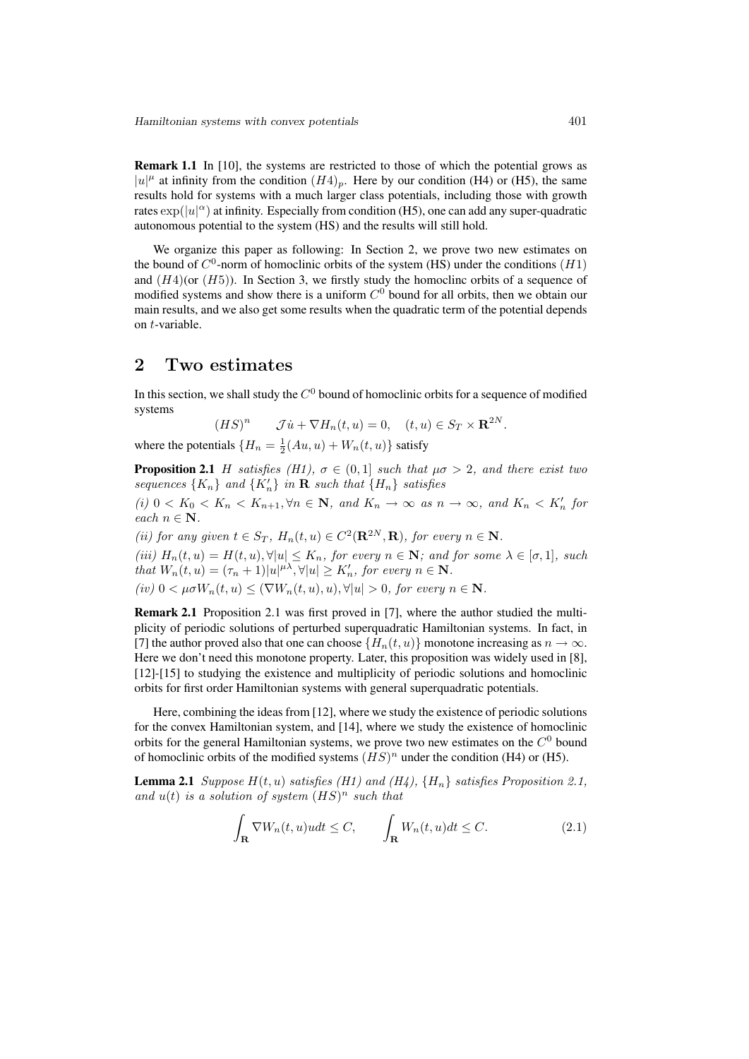**Remark 1.1** In [10], the systems are restricted to those of which the potential grows as $|u|^{\mu}$ at infinity from the condition $(H4)_p$. Here by our condition (H4) or (H5), the same results hold for systems with a much larger class potentials, including those with growth rates $\exp(|u|^{\alpha})$ at infinity. Especially from condition (H5), one can add any super-quadratic autonomous potential to the system (HS) and the results will still hold.

We organize this paper as following: In Section 2, we prove two new estimates on the bound of $C^0$-norm of homoclinic orbits of the system (HS) under the conditions $(H1)$ and $(H4)$(or $(H5)$). In Section 3, we firstly study the homoclinc orbits of a sequence of modified systems and show there is a uniform $C^0$ bound for all orbits, then we obtain our main results, and we also get some results when the quadratic term of the potential depends on $t$-variable.

## 2 Two estimates

In this section, we shall study the $C^0$ bound of homoclinic orbits for a sequence of modified systems

$$(HS)^n \qquad \mathcal{J}\dot{u} + \nabla H_n(t,u) = 0, \quad (t,u) \in S_T \times \mathbf{R}^{2N}.$$

where the potentials $\{H_n = \frac{1}{2}(Au,u) + W_n(t,u)\}$ satisfy

**Proposition 2.1** *$H$ satisfies (H1), $\sigma \in (0,1]$ such that $\mu\sigma > 2$, and there exist two sequences $\{K_n\}$ and $\{K'_n\}$ in $\mathbf{R}$ such that $\{H_n\}$ satisfies*

*(i) $0 < K_0 < K_n < K_{n+1}, \forall n \in \mathbf{N}$, and $K_n \to \infty$ as $n \to \infty$, and $K_n < K'_n$ for each $n \in \mathbf{N}$.*

*(ii) for any given $t \in S_T$, $H_n(t,u) \in C^2(\mathbf{R}^{2N}, \mathbf{R})$, for every $n \in \mathbf{N}$.*

*(iii) $H_n(t,u) = H(t,u), \forall |u| \leq K_n$, for every $n \in \mathbf{N}$; and for some $\lambda \in [\sigma, 1]$, such that $W_n(t,u) = (\tau_n + 1)|u|^{\mu\lambda}, \forall |u| \geq K'_n$, for every $n \in \mathbf{N}$.*

*(iv) $0 < \mu\sigma W_n(t,u) \leq (\nabla W_n(t,u), u), \forall |u| > 0$, for every $n \in \mathbf{N}$.*

**Remark 2.1** Proposition 2.1 was first proved in [7], where the author studied the multiplicity of periodic solutions of perturbed superquadratic Hamiltonian systems. In fact, in [7] the author proved also that one can choose $\{H_n(t,u)\}$ monotone increasing as $n \to \infty$. Here we don't need this monotone property. Later, this proposition was widely used in [8], [12]-[15] to studying the existence and multiplicity of periodic solutions and homoclinic orbits for first order Hamiltonian systems with general superquadratic potentials.

Here, combining the ideas from [12], where we study the existence of periodic solutions for the convex Hamiltonian system, and [14], where we study the existence of homoclinic orbits for the general Hamiltonian systems, we prove two new estimates on the $C^0$ bound of homoclinic orbits of the modified systems $(HS)^n$ under the condition (H4) or (H5).

**Lemma 2.1** *Suppose $H(t,u)$ satisfies (H1) and (H4), $\{H_n\}$ satisfies Proposition 2.1, and $u(t)$ is a solution of system $(HS)^n$ such that*

$$\int_{\mathbf{R}} \nabla W_n(t,u) u dt \leq C, \qquad \int_{\mathbf{R}} W_n(t,u) dt \leq C. \tag{2.1}$$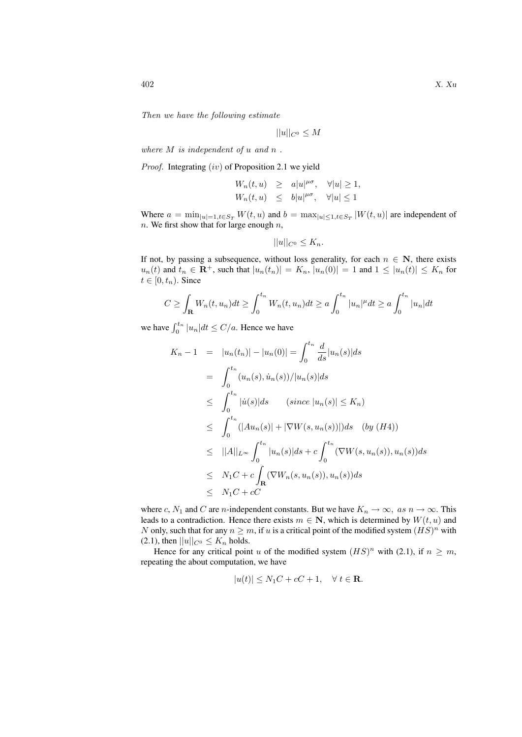*Then we have the following estimate*

$$||u||_{C^0} \leq M$$

*where $M$ is independent of $u$ and $n$ .*

*Proof.* Integrating $(iv)$ of Proposition 2.1 we yield

$$\begin{aligned} W_n(t,u) &\geq a|u|^{\mu\sigma}, \quad \forall |u| \geq 1, \\ W_n(t,u) &\leq b|u|^{\mu\sigma}, \quad \forall |u| \leq 1 \end{aligned}$$

Where $a = \min_{|u|=1, t\in S_T} W(t,u)$ and $b = \max_{|u|\leq 1, t\in S_T} |W(t,u)|$ are independent of $n$. We first show that for large enough $n$,

$$||u||_{C^0} \leq K_n.$$

If not, by passing a subsequence, without loss generality, for each $n \in \mathbf{N}$, there exists $u_n(t)$ and $t_n \in \mathbf{R}^+$, such that $|u_n(t_n)| = K_n$, $|u_n(0)| = 1$ and $1 \leq |u_n(t)| \leq K_n$ for $t \in [0, t_n)$. Since

$$C \geq \int_{\mathbf{R}} W_n(t,u_n)dt \geq \int_0^{t_n} W_n(t,u_n)dt \geq a\int_0^{t_n} |u_n|^{\mu} dt \geq a\int_0^{t_n} |u_n| dt$$

we have $\int_0^{t_n} |u_n| dt \leq C/a$. Hence we have

$$\begin{aligned} K_n - 1 &= |u_n(t_n)| - |u_n(0)| = \int_0^{t_n} \frac{d}{ds}|u_n(s)|ds \\ &= \int_0^{t_n} (u_n(s), \dot{u}_n(s))/|u_n(s)|ds \\ &\leq \int_0^{t_n} |\dot{u}(s)|ds \qquad (since\ |u_n(s)| \leq K_n) \\ &\leq \int_0^{t_n} (|Au_n(s)| + |\nabla W(s, u_n(s))|)ds \quad (by\ (H4)) \\ &\leq ||A||_{L^\infty} \int_0^{t_n} |u_n(s)|ds + c\int_0^{t_n} (\nabla W(s, u_n(s)), u_n(s))ds \\ &\leq N_1 C + c\int_{\mathbf{R}} (\nabla W_n(s, u_n(s)), u_n(s))ds \\ &\leq N_1 C + cC \end{aligned}$$

where $c$, $N_1$ and $C$ are $n$-independent constants. But we have $K_n \to \infty,\ as\ n \to \infty$. This leads to a contradiction. Hence there exists $m \in \mathbf{N}$, which is determined by $W(t,u)$ and $N$ only, such that for any $n \geq m$, if $u$ is a critical point of the modified system $(HS)^n$ with (2.1), then $||u||_{C^0} \leq K_n$ holds.

Hence for any critical point $u$ of the modified system $(HS)^n$ with (2.1), if $n \geq m$, repeating the about computation, we have

$$|u(t)| \leq N_1 C + cC + 1, \quad \forall\ t \in \mathbf{R}.$$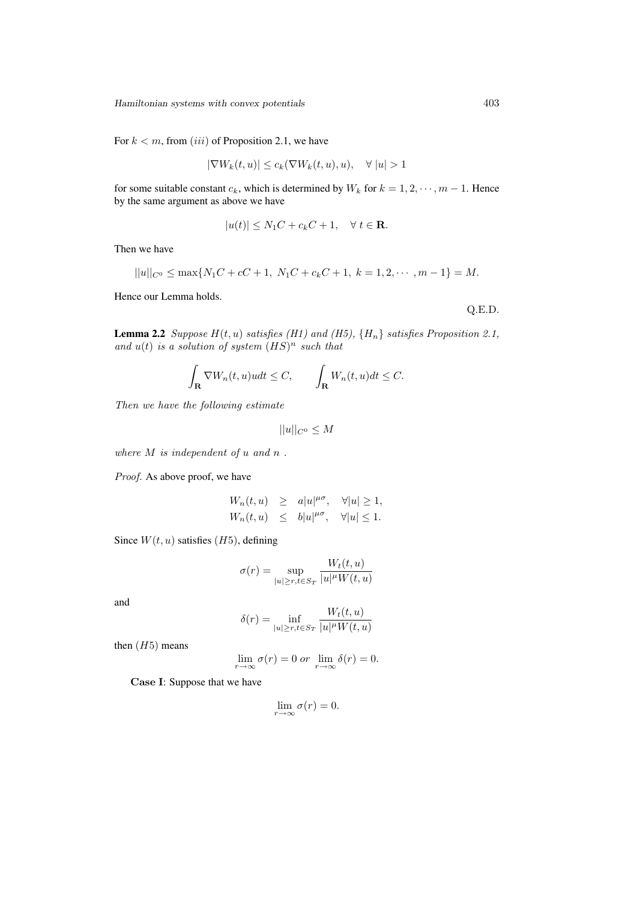For $k < m$, from $(iii)$ of Proposition 2.1, we have

$$|\nabla W_k(t,u)| \le c_k(\nabla W_k(t,u), u), \quad \forall\ |u| > 1$$

for some suitable constant $c_k$, which is determined by $W_k$ for $k = 1, 2, \cdots, m-1$. Hence by the same argument as above we have

$$|u(t)| \le N_1 C + c_k C + 1, \quad \forall\ t \in \mathbf{R}.$$

Then we have

$$||u||_{C^0} \le \max\{N_1 C + cC + 1,\ N_1 C + c_k C + 1,\ k = 1, 2, \cdots, m-1\} = M.$$

Hence our Lemma holds.

Q.E.D.

**Lemma 2.2** *Suppose $H(t,u)$ satisfies (H1) and (H5), $\{H_n\}$ satisfies Proposition 2.1, and $u(t)$ is a solution of system $(HS)^n$ such that*

$$\int_{\mathbf{R}} \nabla W_n(t,u) u dt \le C, \qquad \int_{\mathbf{R}} W_n(t,u) dt \le C.$$

*Then we have the following estimate*

$$||u||_{C^0} \le M$$

*where $M$ is independent of $u$ and $n$ .*

*Proof.* As above proof, we have

$$\begin{aligned} W_n(t,u) &\ge a|u|^{\mu\sigma}, \quad \forall |u| \ge 1, \\ W_n(t,u) &\le b|u|^{\mu\sigma}, \quad \forall |u| \le 1. \end{aligned}$$

Since $W(t,u)$ satisfies $(H5)$, defining

$$\sigma(r) = \sup_{|u| \ge r, t \in S_T} \frac{W_t(t,u)}{|u|^{\mu} W(t,u)}$$

and

$$\delta(r) = \inf_{|u| \ge r, t \in S_T} \frac{W_t(t,u)}{|u|^{\mu} W(t,u)}$$

then $(H5)$ means

$$\lim_{r \to \infty} \sigma(r) = 0 \ or\ \lim_{r \to \infty} \delta(r) = 0.$$

**Case I**: Suppose that we have

$$\lim_{r \to \infty} \sigma(r) = 0.$$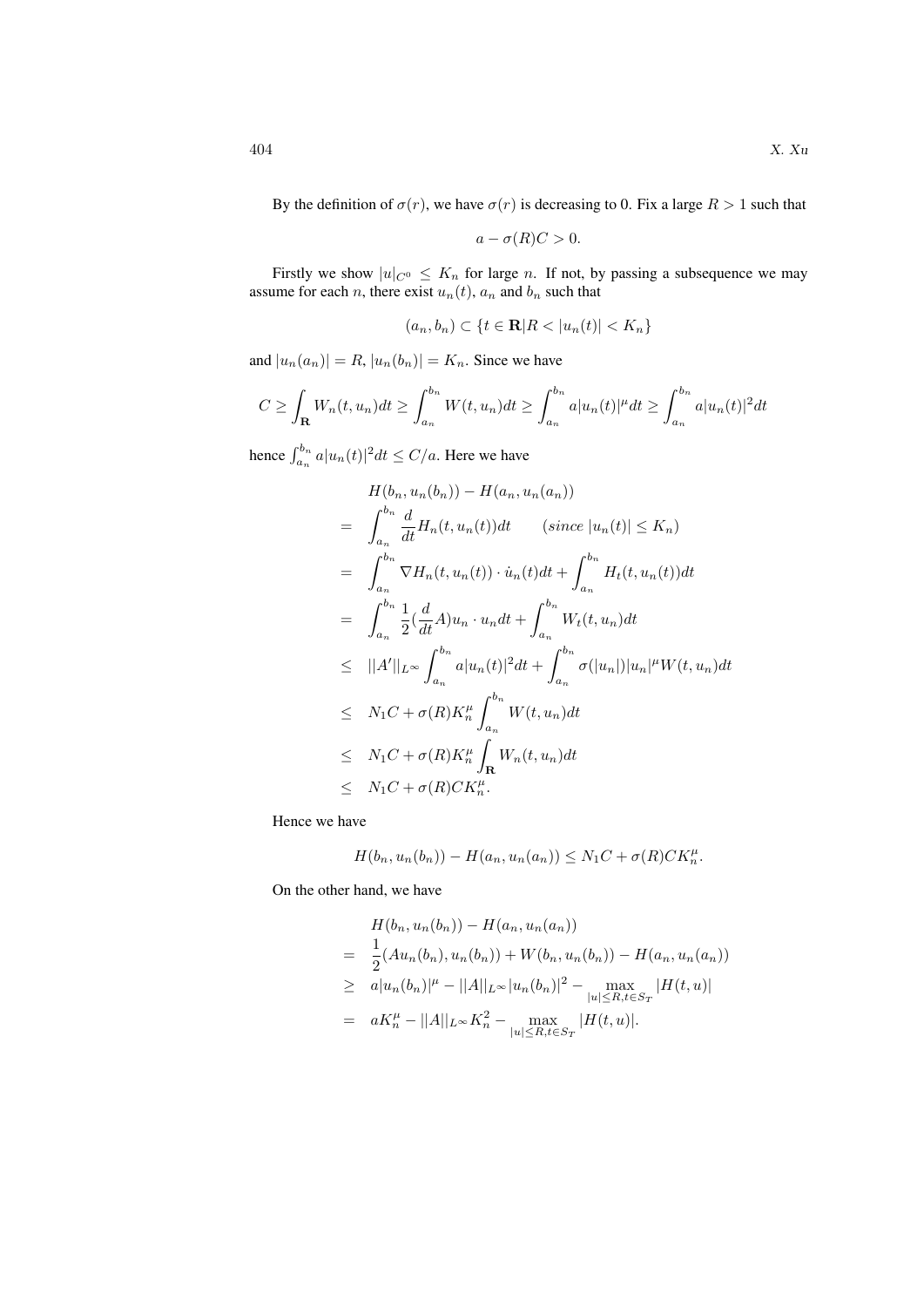By the definition of $\sigma(r)$, we have $\sigma(r)$ is decreasing to 0. Fix a large $R > 1$ such that

$$a - \sigma(R)C > 0.$$

Firstly we show $|u|_{C^0} \leq K_n$ for large $n$. If not, by passing a subsequence we may assume for each $n$, there exist $u_n(t)$, $a_n$ and $b_n$ such that

$$(a_n, b_n) \subset \{t \in \mathbf{R} | R < |u_n(t)| < K_n\}$$

and $|u_n(a_n)| = R$, $|u_n(b_n)| = K_n$. Since we have

$$C \geq \int_{\mathbf{R}} W_n(t, u_n)dt \geq \int_{a_n}^{b_n} W(t, u_n)dt \geq \int_{a_n}^{b_n} a|u_n(t)|^{\mu}dt \geq \int_{a_n}^{b_n} a|u_n(t)|^2 dt$$

hence $\int_{a_n}^{b_n} a|u_n(t)|^2 dt \leq C/a$. Here we have

$$\begin{aligned}
& H(b_n, u_n(b_n)) - H(a_n, u_n(a_n)) \\
= \quad & \int_{a_n}^{b_n} \frac{d}{dt} H_n(t, u_n(t))dt \qquad (since\ |u_n(t)| \leq K_n) \\
= \quad & \int_{a_n}^{b_n} \nabla H_n(t, u_n(t)) \cdot \dot{u}_n(t)dt + \int_{a_n}^{b_n} H_t(t, u_n(t))dt \\
= \quad & \int_{a_n}^{b_n} \frac{1}{2}(\frac{d}{dt}A)u_n \cdot u_n dt + \int_{a_n}^{b_n} W_t(t, u_n)dt \\
\leq \quad & ||A'||_{L^\infty} \int_{a_n}^{b_n} a|u_n(t)|^2 dt + \int_{a_n}^{b_n} \sigma(|u_n|)|u_n|^{\mu} W(t, u_n)dt \\
\leq \quad & N_1 C + \sigma(R) K_n^{\mu} \int_{a_n}^{b_n} W(t, u_n)dt \\
\leq \quad & N_1 C + \sigma(R) K_n^{\mu} \int_{\mathbf{R}} W_n(t, u_n)dt \\
\leq \quad & N_1 C + \sigma(R) C K_n^{\mu}.
\end{aligned}$$

Hence we have

$$H(b_n, u_n(b_n)) - H(a_n, u_n(a_n)) \leq N_1 C + \sigma(R) C K_n^{\mu}.$$

On the other hand, we have

$$\begin{aligned}
& H(b_n, u_n(b_n)) - H(a_n, u_n(a_n)) \\
= \quad & \frac{1}{2}(Au_n(b_n), u_n(b_n)) + W(b_n, u_n(b_n)) - H(a_n, u_n(a_n)) \\
\geq \quad & a|u_n(b_n)|^{\mu} - ||A||_{L^\infty} |u_n(b_n)|^2 - \max_{|u| \leq R, t \in S_T} |H(t, u)| \\
= \quad & aK_n^{\mu} - ||A||_{L^\infty} K_n^2 - \max_{|u| \leq R, t \in S_T} |H(t, u)|.
\end{aligned}$$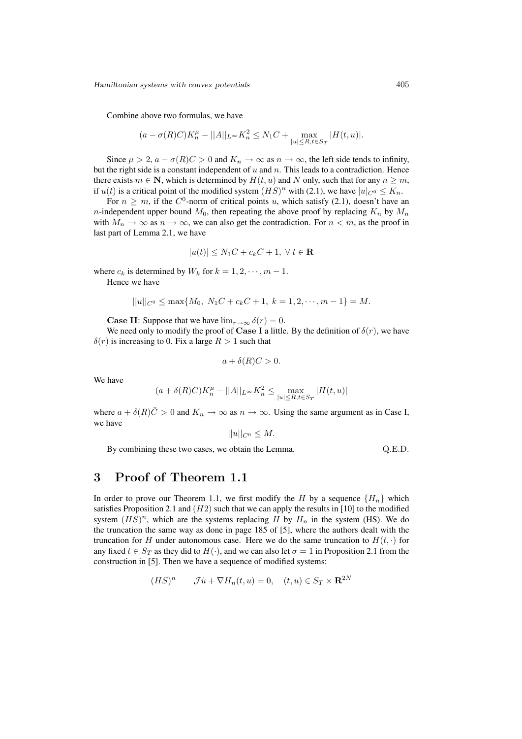Combine above two formulas, we have

$$(a - \sigma(R)C)K_n^{\mu} - ||A||_{L^\infty} K_n^2 \leq N_1 C + \max_{|u| \leq R, t \in S_T} |H(t, u)|.$$

Since $\mu > 2$, $a - \sigma(R)C > 0$ and $K_n \to \infty$ as $n \to \infty$, the left side tends to infinity, but the right side is a constant independent of $u$ and $n$. This leads to a contradiction. Hence there exists $m \in \mathbf{N}$, which is determined by $H(t, u)$ and $N$ only, such that for any $n \geq m$, if $u(t)$ is a critical point of the modified system $(HS)^n$ with (2.1), we have $|u|_{C^0} \leq K_n$.

For $n \geq m$, if the $C^0$-norm of critical points $u$, which satisfy (2.1), doesn't have an $n$-independent upper bound $M_0$, then repeating the above proof by replacing $K_n$ by $M_n$ with $M_n \to \infty$ as $n \to \infty$, we can also get the contradiction. For $n < m$, as the proof in last part of Lemma 2.1, we have

$$|u(t)| \leq N_1 C + c_k C + 1, \ \forall \ t \in \mathbf{R}$$

where $c_k$ is determined by $W_k$ for $k = 1, 2, \cdots, m - 1$.

Hence we have

$$||u||_{C^0} \leq \max\{M_0, \ N_1 C + c_k C + 1, \ k = 1, 2, \cdots, m - 1\} = M.$$

**Case II**: Suppose that we have $\lim_{r \to \infty} \delta(r) = 0$.

We need only to modify the proof of **Case I** a little. By the definition of $\delta(r)$, we have $\delta(r)$ is increasing to 0. Fix a large $R > 1$ such that

$$a + \delta(R)C > 0.$$

We have

$$(a + \delta(R)C)K_n^{\mu} - ||A||_{L^\infty} K_n^2 \leq \max_{|u| \leq R, t \in S_T} |H(t, u)|$$

where $a + \delta(R)\bar{C} > 0$ and $K_n \to \infty$ as $n \to \infty$. Using the same argument as in Case I, we have

$$||u||_{C^0} \leq M.$$

By combining these two cases, we obtain the Lemma. Q.E.D.

# 3 Proof of Theorem 1.1

In order to prove our Theorem 1.1, we first modify the $H$ by a sequence $\{H_n\}$ which satisfies Proposition 2.1 and $(H2)$ such that we can apply the results in [10] to the modified system $(HS)^n$, which are the systems replacing $H$ by $H_n$ in the system (HS). We do the truncation the same way as done in page 185 of [5], where the authors dealt with the truncation for $H$ under autonomous case. Here we do the same truncation to $H(t, \cdot)$ for any fixed $t \in S_T$ as they did to $H(\cdot)$, and we can also let $\sigma = 1$ in Proposition 2.1 from the construction in [5]. Then we have a sequence of modified systems:

$$(HS)^n \qquad \mathcal{J}\dot{u} + \nabla H_n(t, u) = 0, \quad (t, u) \in S_T \times \mathbf{R}^{2N}$$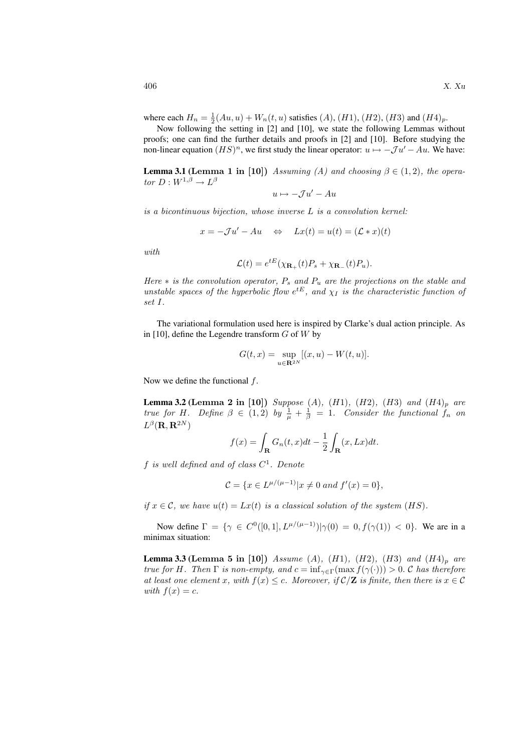where each $H_n = \frac{1}{2}(Au, u) + W_n(t, u)$ satisfies $(A)$, $(H1)$, $(H2)$, $(H3)$ and $(H4)_p$.

Now following the setting in [2] and [10], we state the following Lemmas without proofs; one can find the further details and proofs in [2] and [10]. Before studying the non-linear equation $(HS)^n$, we first study the linear operator: $u \mapsto -\mathcal{J}u' - Au$. We have:

**Lemma 3.1 (Lemma 1 in [10])** *Assuming (A) and choosing $\beta \in (1, 2)$, the operator $D : W^{1,\beta} \to L^{\beta}$*

$$u \mapsto -\mathcal{J}u' - Au$$

*is a bicontinuous bijection, whose inverse $L$ is a convolution kernel:*

$$x = -\mathcal{J}u' - Au \quad \Leftrightarrow \quad Lx(t) = u(t) = (\mathcal{L} * x)(t)$$

*with*

$$\mathcal{L}(t) = e^{tE}(\chi_{\mathbf{R}_+}(t)P_s + \chi_{\mathbf{R}_-}(t)P_u).$$

*Here $*$ is the convolution operator, $P_s$ and $P_u$ are the projections on the stable and unstable spaces of the hyperbolic flow $e^{tE}$, and $\chi_I$ is the characteristic function of set $I$.*

The variational formulation used here is inspired by Clarke's dual action principle. As in [10], define the Legendre transform $G$ of $W$ by

$$G(t, x) = \sup_{u \in \mathbf{R}^{2N}} [(x, u) - W(t, u)].$$

Now we define the functional $f$.

**Lemma 3.2 (Lemma 2 in [10])** *Suppose $(A)$, $(H1)$, $(H2)$, $(H3)$ and $(H4)_p$ are true for $H$. Define $\beta \in (1, 2)$ by $\frac{1}{\mu} + \frac{1}{\beta} = 1$. Consider the functional $f_n$ on $L^{\beta}(\mathbf{R}, \mathbf{R}^{2N})$*

$$f(x) = \int_{\mathbf{R}} G_n(t, x)dt - \frac{1}{2}\int_{\mathbf{R}} (x, Lx)dt.$$

*$f$ is well defined and of class $C^1$. Denote*

$$\mathcal{C} = \{x \in L^{\mu/(\mu-1)} | x \neq 0 \text{ and } f'(x) = 0\},$$

*if $x \in \mathcal{C}$, we have $u(t) = Lx(t)$ is a classical solution of the system $(HS)$.*

Now define $\Gamma = \{\gamma \in C^0([0, 1], L^{\mu/(\mu-1)}) | \gamma(0) = 0, f(\gamma(1)) < 0\}$. We are in a minimax situation:

**Lemma 3.3 (Lemma 5 in [10])** *Assume $(A)$, $(H1)$, $(H2)$, $(H3)$ and $(H4)_p$ are true for $H$. Then $\Gamma$ is non-empty, and $c = \inf_{\gamma \in \Gamma}(\max f(\gamma(\cdot))) > 0$. $\mathcal{C}$ has therefore at least one element $x$, with $f(x) \leq c$. Moreover, if $\mathcal{C}/\mathbf{Z}$ is finite, then there is $x \in \mathcal{C}$ with $f(x) = c$.*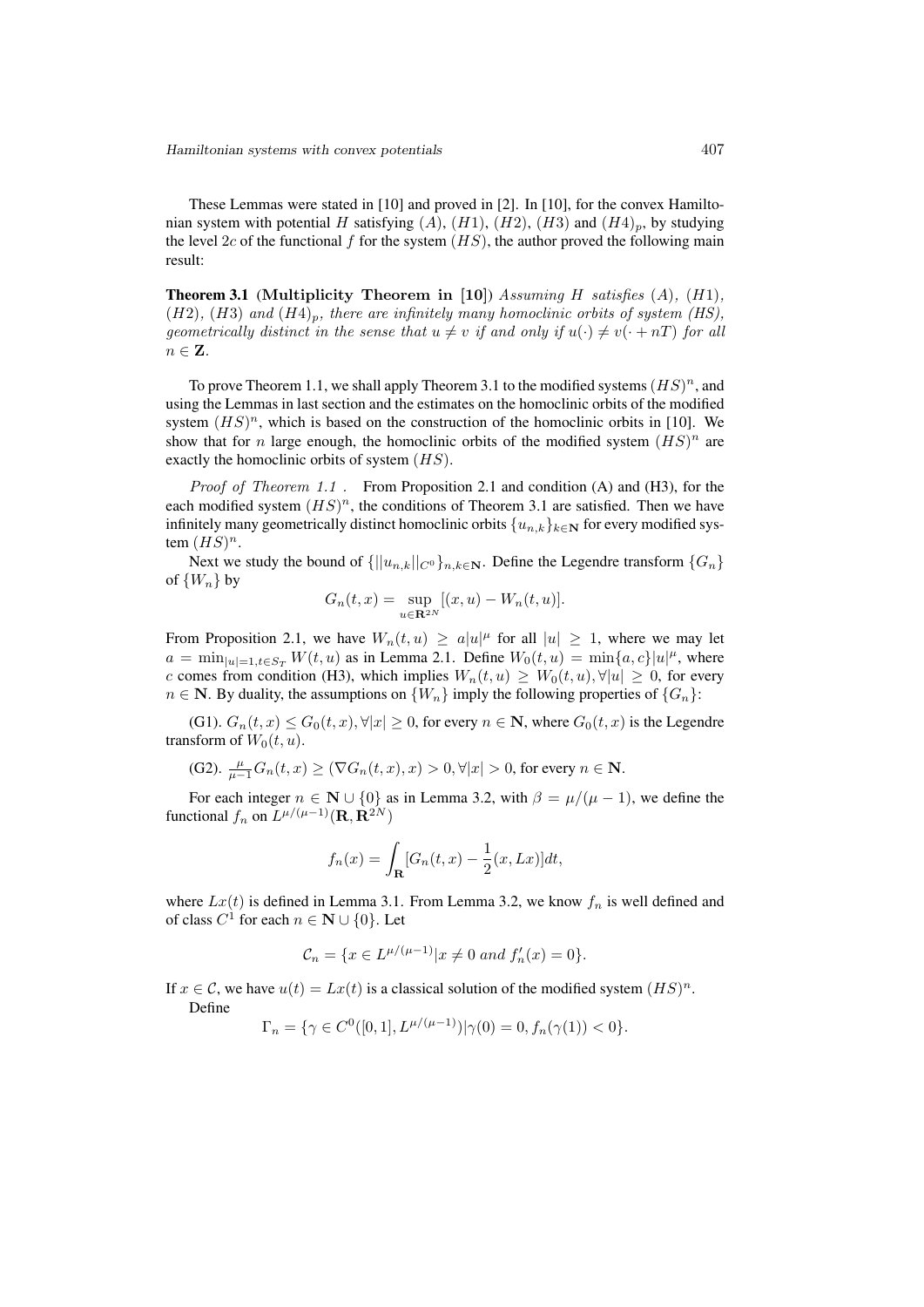These Lemmas were stated in [10] and proved in [2]. In [10], for the convex Hamiltonian system with potential $H$ satisfying $(A)$, $(H1)$, $(H2)$, $(H3)$ and $(H4)_p$, by studying the level $2c$ of the functional $f$ for the system $(HS)$, the author proved the following main result:

**Theorem 3.1** **(Multiplicity Theorem in [10])** *Assuming $H$ satisfies $(A)$, $(H1)$, $(H2)$, $(H3)$ and $(H4)_p$, there are infinitely many homoclinic orbits of system (HS), geometrically distinct in the sense that $u \neq v$ if and only if $u(\cdot) \neq v(\cdot + nT)$ for all $n \in \mathbf{Z}$.*

To prove Theorem 1.1, we shall apply Theorem 3.1 to the modified systems $(HS)^n$, and using the Lemmas in last section and the estimates on the homoclinic orbits of the modified system $(HS)^n$, which is based on the construction of the homoclinic orbits in [10]. We show that for $n$ large enough, the homoclinic orbits of the modified system $(HS)^n$ are exactly the homoclinic orbits of system $(HS)$.

*Proof of Theorem 1.1 .* From Proposition 2.1 and condition (A) and (H3), for the each modified system $(HS)^n$, the conditions of Theorem 3.1 are satisfied. Then we have infinitely many geometrically distinct homoclinic orbits $\{u_{n,k}\}_{k\in\mathbf{N}}$ for every modified system $(HS)^n$.

Next we study the bound of $\{||u_{n,k}||_{C^0}\}_{n,k\in\mathbf{N}}$. Define the Legendre transform $\{G_n\}$ of $\{W_n\}$ by

$$G_n(t,x) = \sup_{u\in\mathbf{R}^{2N}}[(x,u) - W_n(t,u)].$$

From Proposition 2.1, we have $W_n(t,u) \geq a|u|^\mu$ for all $|u| \geq 1$, where we may let $a = \min_{|u|=1, t\in S_T} W(t,u)$ as in Lemma 2.1. Define $W_0(t,u) = \min\{a,c\}|u|^\mu$, where $c$ comes from condition (H3), which implies $W_n(t,u) \geq W_0(t,u), \forall |u| \geq 0$, for every $n \in \mathbf{N}$. By duality, the assumptions on $\{W_n\}$ imply the following properties of $\{G_n\}$:

(G1). $G_n(t,x) \leq G_0(t,x), \forall |x| \geq 0$, for every $n \in \mathbf{N}$, where $G_0(t,x)$ is the Legendre transform of $W_0(t,u)$.

(G2). $\frac{\mu}{\mu-1}G_n(t,x) \geq (\nabla G_n(t,x), x) > 0, \forall |x| > 0$, for every $n \in \mathbf{N}$.

For each integer $n \in \mathbf{N}\cup\{0\}$ as in Lemma 3.2, with $\beta = \mu/(\mu-1)$, we define the functional $f_n$ on $L^{\mu/(\mu-1)}(\mathbf{R},\mathbf{R}^{2N})$

$$f_n(x) = \int_{\mathbf{R}}[G_n(t,x) - \frac{1}{2}(x, Lx)]dt,$$

where $Lx(t)$ is defined in Lemma 3.1. From Lemma 3.2, we know $f_n$ is well defined and of class $C^1$ for each $n \in \mathbf{N}\cup\{0\}$. Let

$$\mathcal{C}_n = \{x \in L^{\mu/(\mu-1)} | x \neq 0 \text{ } and \text{ } f_n'(x) = 0\}.$$

If $x \in \mathcal{C}$, we have $u(t) = Lx(t)$ is a classical solution of the modified system $(HS)^n$.

Define

$$\Gamma_n = \{\gamma \in C^0([0,1], L^{\mu/(\mu-1)}) | \gamma(0) = 0, f_n(\gamma(1)) < 0\}.$$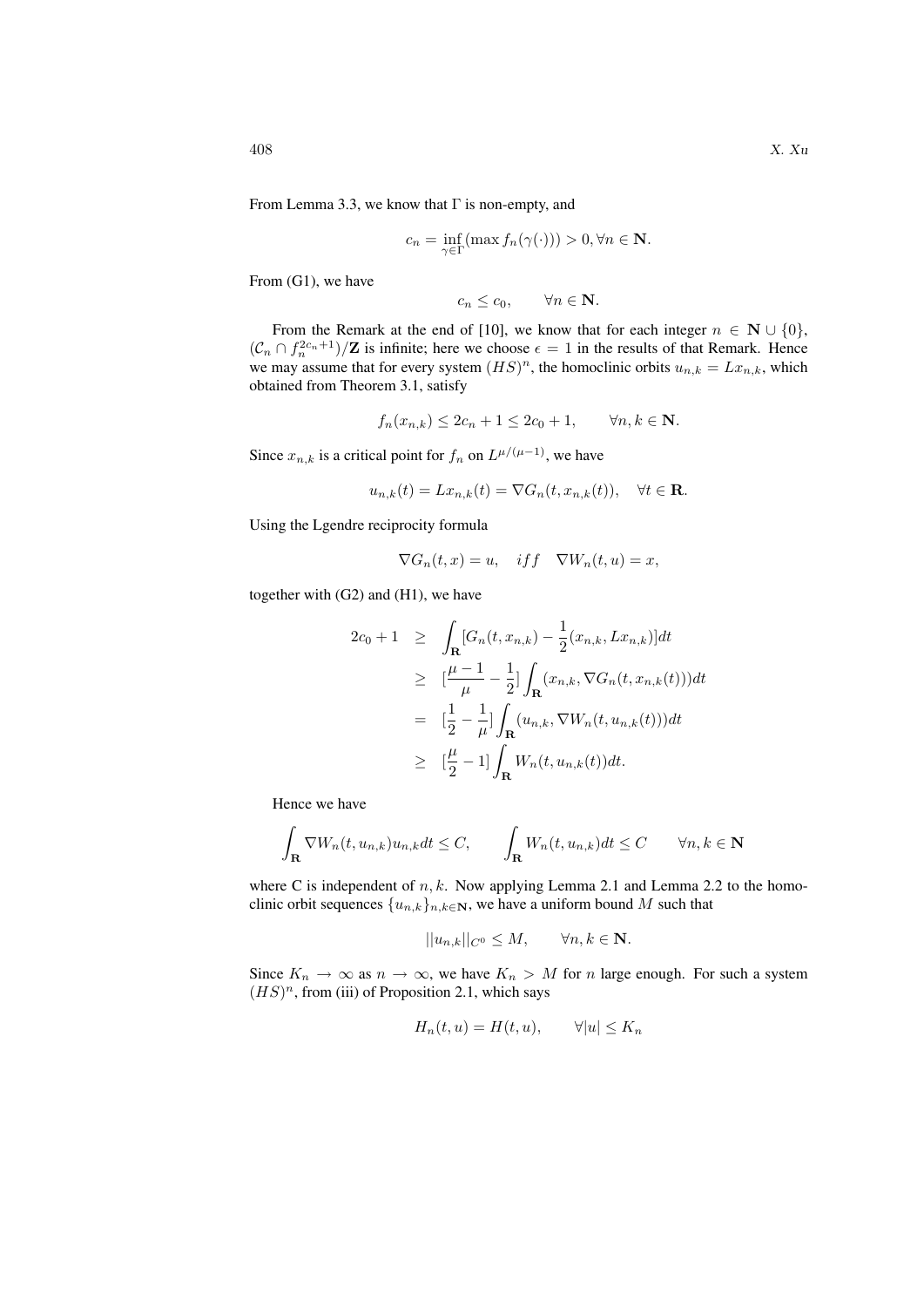From Lemma 3.3, we know that $\Gamma$ is non-empty, and

$$c_n = \inf_{\gamma \in \Gamma} (\max f_n(\gamma(\cdot))) > 0, \forall n \in \mathbf{N}.$$

From (G1), we have

$$c_n \leq c_0, \qquad \forall n \in \mathbf{N}.$$

From the Remark at the end of [10], we know that for each integer $n \in \mathbf{N} \cup \{0\}$, $(\mathcal{C}_n \cap f_n^{2c_n+1})/\mathbf{Z}$ is infinite; here we choose $\epsilon = 1$ in the results of that Remark. Hence we may assume that for every system $(HS)^n$, the homoclinic orbits $u_{n,k} = Lx_{n,k}$, which obtained from Theorem 3.1, satisfy

$$f_n(x_{n,k}) \leq 2c_n + 1 \leq 2c_0 + 1, \qquad \forall n, k \in \mathbf{N}.$$

Since $x_{n,k}$ is a critical point for $f_n$ on $L^{\mu/(\mu-1)}$, we have

$$u_{n,k}(t) = Lx_{n,k}(t) = \nabla G_n(t, x_{n,k}(t)), \quad \forall t \in \mathbf{R}.$$

Using the Lgendre reciprocity formula

$$\nabla G_n(t, x) = u, \quad iff \quad \nabla W_n(t, u) = x,$$

together with (G2) and (H1), we have

$$\begin{aligned}
2c_0 + 1 &\geq \int_{\mathbf{R}} [G_n(t, x_{n,k}) - \frac{1}{2}(x_{n,k}, Lx_{n,k})] dt \\
&\geq [\frac{\mu - 1}{\mu} - \frac{1}{2}] \int_{\mathbf{R}} (x_{n,k}, \nabla G_n(t, x_{n,k}(t))) dt \\
&= [\frac{1}{2} - \frac{1}{\mu}] \int_{\mathbf{R}} (u_{n,k}, \nabla W_n(t, u_{n,k}(t))) dt \\
&\geq [\frac{\mu}{2} - 1] \int_{\mathbf{R}} W_n(t, u_{n,k}(t)) dt.
\end{aligned}$$

Hence we have

$$\int_{\mathbf{R}} \nabla W_n(t, u_{n,k}) u_{n,k} dt \leq C, \qquad \int_{\mathbf{R}} W_n(t, u_{n,k}) dt \leq C \qquad \forall n, k \in \mathbf{N}$$

where C is independent of $n, k$. Now applying Lemma 2.1 and Lemma 2.2 to the homoclinic orbit sequences $\{u_{n,k}\}_{n,k \in \mathbf{N}}$, we have a uniform bound $M$ such that

$$||u_{n,k}||_{C^0} \leq M, \qquad \forall n, k \in \mathbf{N}.$$

Since $K_n \to \infty$ as $n \to \infty$, we have $K_n > M$ for $n$ large enough. For such a system $(HS)^n$, from (iii) of Proposition 2.1, which says

$$H_n(t, u) = H(t, u), \qquad \forall |u| \leq K_n$$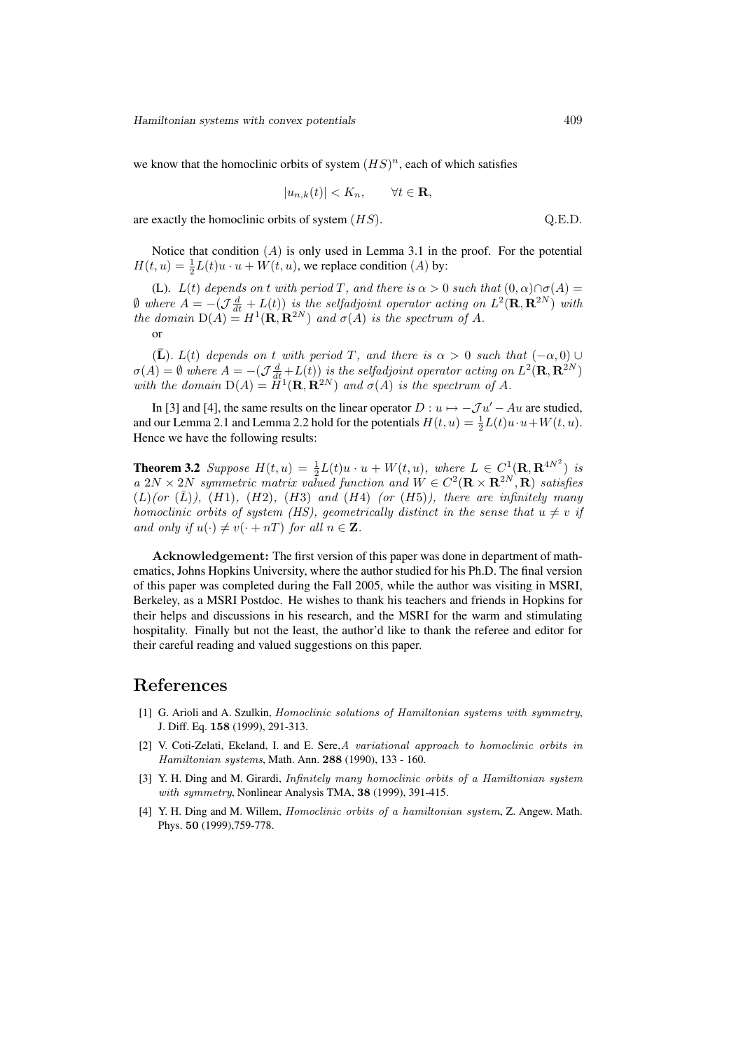we know that the homoclinic orbits of system $(HS)^n$, each of which satisfies

$$|u_{n,k}(t)| < K_n, \qquad \forall t \in \mathbf{R},$$

are exactly the homoclinic orbits of system $(HS)$. Q.E.D.

Notice that condition $(A)$ is only used in Lemma 3.1 in the proof. For the potential $H(t,u) = \frac{1}{2}L(t)u \cdot u + W(t,u)$, we replace condition $(A)$ by:

(L). *$L(t)$ depends on $t$ with period $T$, and there is $\alpha > 0$ such that $(0,\alpha) \cap \sigma(A) = \emptyset$ where $A = -(\mathcal{J}\frac{d}{dt} + L(t))$ is the selfadjoint operator acting on $L^2(\mathbf{R}, \mathbf{R}^{2N})$ with the domain $\mathrm{D}(A) = H^1(\mathbf{R}, \mathbf{R}^{2N})$ and $\sigma(A)$ is the spectrum of $A$.*

or

($\bar{\mathbf{L}}$). *$L(t)$ depends on $t$ with period $T$, and there is $\alpha > 0$ such that $(-\alpha, 0) \cup \sigma(A) = \emptyset$ where $A = -(\mathcal{J}\frac{d}{dt} + L(t))$ is the selfadjoint operator acting on $L^2(\mathbf{R}, \mathbf{R}^{2N})$ with the domain $\mathrm{D}(A) = H^1(\mathbf{R}, \mathbf{R}^{2N})$ and $\sigma(A)$ is the spectrum of $A$.*

In [3] and [4], the same results on the linear operator $D : u \mapsto -\mathcal{J}u' - Au$ are studied, and our Lemma 2.1 and Lemma 2.2 hold for the potentials $H(t,u) = \frac{1}{2}L(t)u \cdot u + W(t,u)$. Hence we have the following results:

**Theorem 3.2** *Suppose $H(t,u) = \frac{1}{2}L(t)u \cdot u + W(t,u)$, where $L \in C^1(\mathbf{R}, \mathbf{R}^{4N^2})$ is a $2N \times 2N$ symmetric matrix valued function and $W \in C^2(\mathbf{R} \times \mathbf{R}^{2N}, \mathbf{R})$ satisfies $(L)$(or $(\bar{L})$), $(H1)$, $(H2)$, $(H3)$ and $(H4)$ (or $(H5)$), there are infinitely many homoclinic orbits of system (HS), geometrically distinct in the sense that $u \neq v$ if and only if $u(\cdot) \neq v(\cdot + nT)$ for all $n \in \mathbf{Z}$.*

**Acknowledgement:** The first version of this paper was done in department of mathematics, Johns Hopkins University, where the author studied for his Ph.D. The final version of this paper was completed during the Fall 2005, while the author was visiting in MSRI, Berkeley, as a MSRI Postdoc. He wishes to thank his teachers and friends in Hopkins for their helps and discussions in his research, and the MSRI for the warm and stimulating hospitality. Finally but not the least, the author'd like to thank the referee and editor for their careful reading and valued suggestions on this paper.

# References

[1] G. Arioli and A. Szulkin, *Homoclinic solutions of Hamiltonian systems with symmetry*, J. Diff. Eq. **158** (1999), 291-313.

[2] V. Coti-Zelati, Ekeland, I. and E. Sere,*A variational approach to homoclinic orbits in Hamiltonian systems*, Math. Ann. **288** (1990), 133 - 160.

[3] Y. H. Ding and M. Girardi, *Infinitely many homoclinic orbits of a Hamiltonian system with symmetry*, Nonlinear Analysis TMA, **38** (1999), 391-415.

[4] Y. H. Ding and M. Willem, *Homoclinic orbits of a hamiltonian system*, Z. Angew. Math. Phys. **50** (1999),759-778.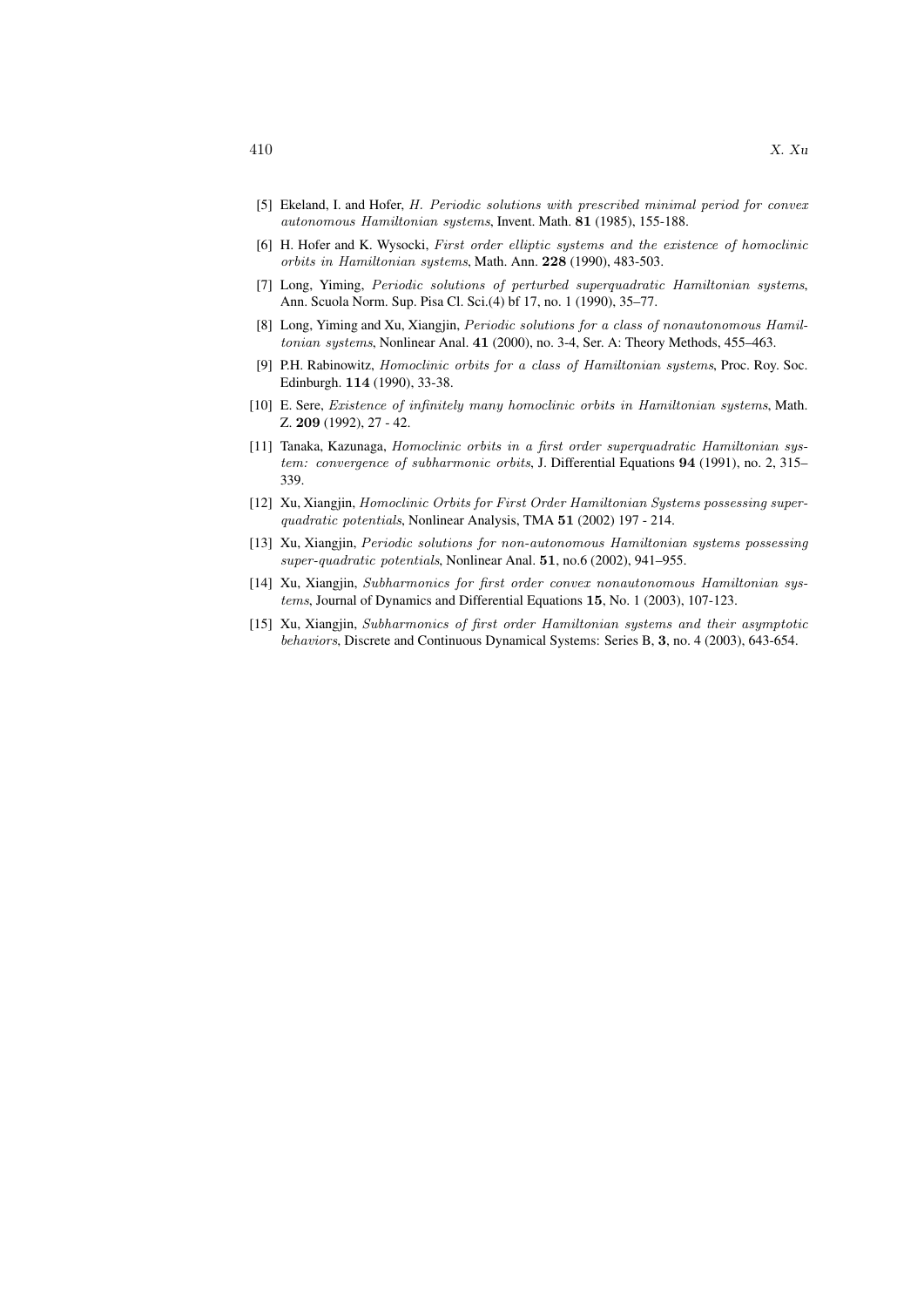[5] Ekeland, I. and Hofer, *H. Periodic solutions with prescribed minimal period for convex autonomous Hamiltonian systems*, Invent. Math. **81** (1985), 155-188.

[6] H. Hofer and K. Wysocki, *First order elliptic systems and the existence of homoclinic orbits in Hamiltonian systems*, Math. Ann. **228** (1990), 483-503.

[7] Long, Yiming, *Periodic solutions of perturbed superquadratic Hamiltonian systems*, Ann. Scuola Norm. Sup. Pisa Cl. Sci.(4) bf 17, no. 1 (1990), 35–77.

[8] Long, Yiming and Xu, Xiangjin, *Periodic solutions for a class of nonautonomous Hamiltonian systems*, Nonlinear Anal. **41** (2000), no. 3-4, Ser. A: Theory Methods, 455–463.

[9] P.H. Rabinowitz, *Homoclinic orbits for a class of Hamiltonian systems*, Proc. Roy. Soc. Edinburgh. **114** (1990), 33-38.

[10] E. Sere, *Existence of infinitely many homoclinic orbits in Hamiltonian systems*, Math. Z. **209** (1992), 27 - 42.

[11] Tanaka, Kazunaga, *Homoclinic orbits in a first order superquadratic Hamiltonian system: convergence of subharmonic orbits*, J. Differential Equations **94** (1991), no. 2, 315–339.

[12] Xu, Xiangjin, *Homoclinic Orbits for First Order Hamiltonian Systems possessing superquadratic potentials*, Nonlinear Analysis, TMA **51** (2002) 197 - 214.

[13] Xu, Xiangjin, *Periodic solutions for non-autonomous Hamiltonian systems possessing super-quadratic potentials*, Nonlinear Anal. **51**, no.6 (2002), 941–955.

[14] Xu, Xiangjin, *Subharmonics for first order convex nonautonomous Hamiltonian systems*, Journal of Dynamics and Differential Equations **15**, No. 1 (2003), 107-123.

[15] Xu, Xiangjin, *Subharmonics of first order Hamiltonian systems and their asymptotic behaviors*, Discrete and Continuous Dynamical Systems: Series B, **3**, no. 4 (2003), 643-654.